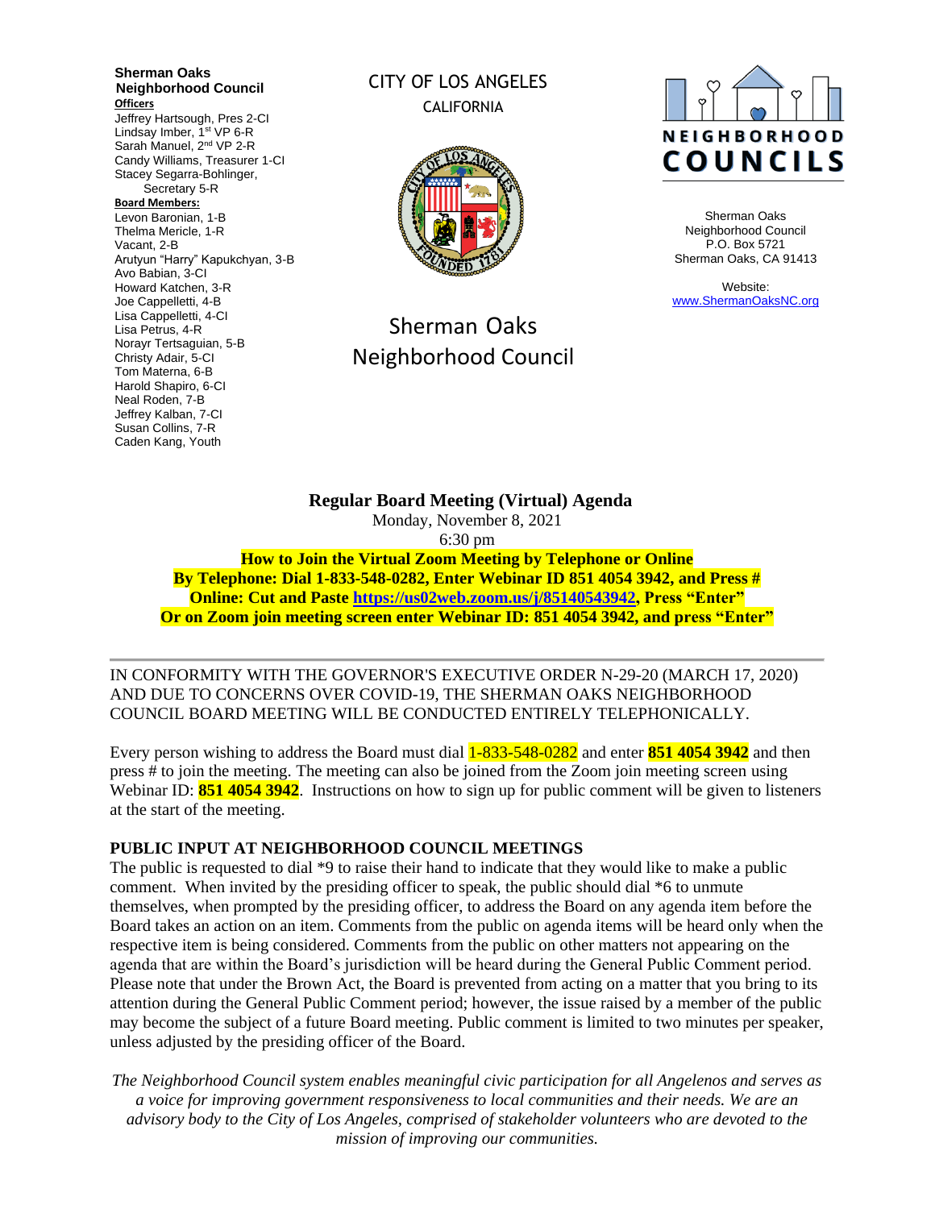**Sherman Oaks Neighborhood Council**

**Officers**

Jeffrey Hartsough, Pres 2-CI
Lindsay Imber, 1st VP 6-R
Sarah Manuel, 2nd VP 2-R
Candy Williams, Treasurer 1-CI
Stacey Segarra-Bohlinger, Secretary 5-R

**Board Members:**

Levon Baronian, 1-B
Thelma Mericle, 1-R
Vacant, 2-B
Arutyun "Harry" Kapukchyan, 3-B
Avo Babian, 3-CI
Howard Katchen, 3-R
Joe Cappelletti, 4-B
Lisa Cappelletti, 4-CI
Lisa Petrus, 4-R
Norayr Tertsaguian, 5-B
Christy Adair, 5-CI
Tom Materna, 6-B
Harold Shapiro, 6-CI
Neal Roden, 7-B
Jeffrey Kalban, 7-CI
Susan Collins, 7-R
Caden Kang, Youth

CITY OF LOS ANGELES
CALIFORNIA

Sherman Oaks Neighborhood Council

NEIGHBORHOOD COUNCILS

Sherman Oaks Neighborhood Council
P.O. Box 5721
Sherman Oaks, CA 91413

Website:
www.ShermanOaksNC.org

# Regular Board Meeting (Virtual) Agenda

Monday, November 8, 2021
6:30 pm

**How to Join the Virtual Zoom Meeting by Telephone or Online**
**By Telephone: Dial 1-833-548-0282, Enter Webinar ID 851 4054 3942, and Press #**
**Online: Cut and Paste https://us02web.zoom.us/j/85140543942, Press "Enter"**
**Or on Zoom join meeting screen enter Webinar ID: 851 4054 3942, and press "Enter"**

---

IN CONFORMITY WITH THE GOVERNOR'S EXECUTIVE ORDER N-29-20 (MARCH 17, 2020) AND DUE TO CONCERNS OVER COVID-19, THE SHERMAN OAKS NEIGHBORHOOD COUNCIL BOARD MEETING WILL BE CONDUCTED ENTIRELY TELEPHONICALLY.

Every person wishing to address the Board must dial 1-833-548-0282 and enter **851 4054 3942** and then press # to join the meeting. The meeting can also be joined from the Zoom join meeting screen using Webinar ID: **851 4054 3942**. Instructions on how to sign up for public comment will be given to listeners at the start of the meeting.

## PUBLIC INPUT AT NEIGHBORHOOD COUNCIL MEETINGS

The public is requested to dial *9 to raise their hand to indicate that they would like to make a public comment. When invited by the presiding officer to speak, the public should dial *6 to unmute themselves, when prompted by the presiding officer, to address the Board on any agenda item before the Board takes an action on an item. Comments from the public on agenda items will be heard only when the respective item is being considered. Comments from the public on other matters not appearing on the agenda that are within the Board's jurisdiction will be heard during the General Public Comment period. Please note that under the Brown Act, the Board is prevented from acting on a matter that you bring to its attention during the General Public Comment period; however, the issue raised by a member of the public may become the subject of a future Board meeting. Public comment is limited to two minutes per speaker, unless adjusted by the presiding officer of the Board.

*The Neighborhood Council system enables meaningful civic participation for all Angelenos and serves as a voice for improving government responsiveness to local communities and their needs. We are an advisory body to the City of Los Angeles, comprised of stakeholder volunteers who are devoted to the mission of improving our communities.*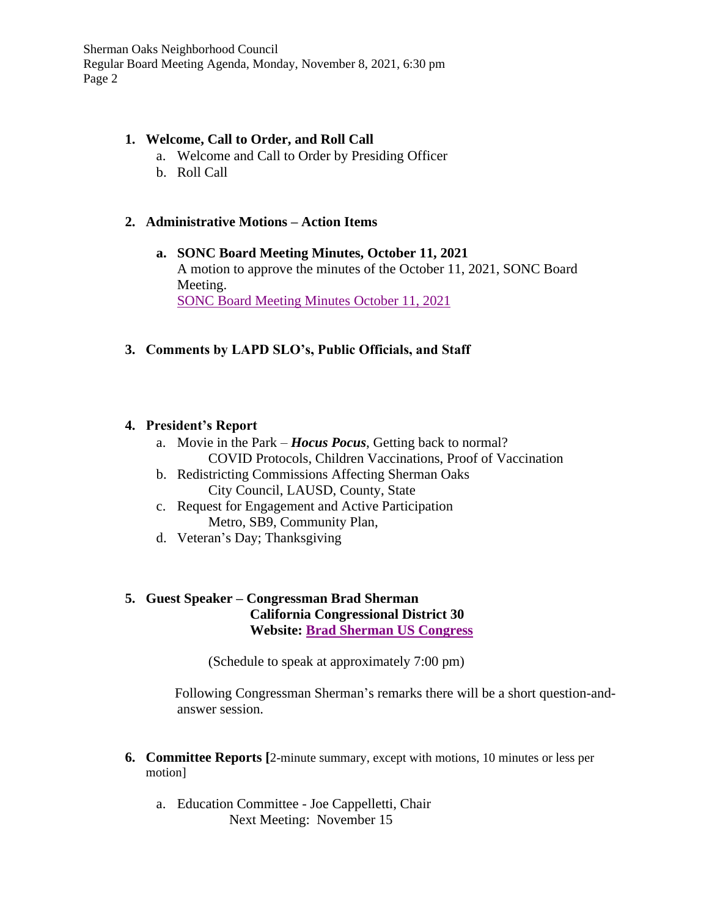1. **Welcome, Call to Order, and Roll Call**
   a. Welcome and Call to Order by Presiding Officer
   b. Roll Call

2. **Administrative Motions – Action Items**

   a. **SONC Board Meeting Minutes, October 11, 2021**
   A motion to approve the minutes of the October 11, 2021, SONC Board Meeting.
   [SONC Board Meeting Minutes October 11, 2021]

3. **Comments by LAPD SLO's, Public Officials, and Staff**

4. **President's Report**
   a. Movie in the Park – ***Hocus Pocus***, Getting back to normal?
      COVID Protocols, Children Vaccinations, Proof of Vaccination
   b. Redistricting Commissions Affecting Sherman Oaks
      City Council, LAUSD, County, State
   c. Request for Engagement and Active Participation
      Metro, SB9, Community Plan,
   d. Veteran's Day; Thanksgiving

5. **Guest Speaker – Congressman Brad Sherman**
   **California Congressional District 30**
   **Website: Brad Sherman US Congress**

   (Schedule to speak at approximately 7:00 pm)

   Following Congressman Sherman's remarks there will be a short question-and-answer session.

6. **Committee Reports [**2-minute summary, except with motions, 10 minutes or less per motion]

   a. Education Committee - Joe Cappelletti, Chair
      Next Meeting: November 15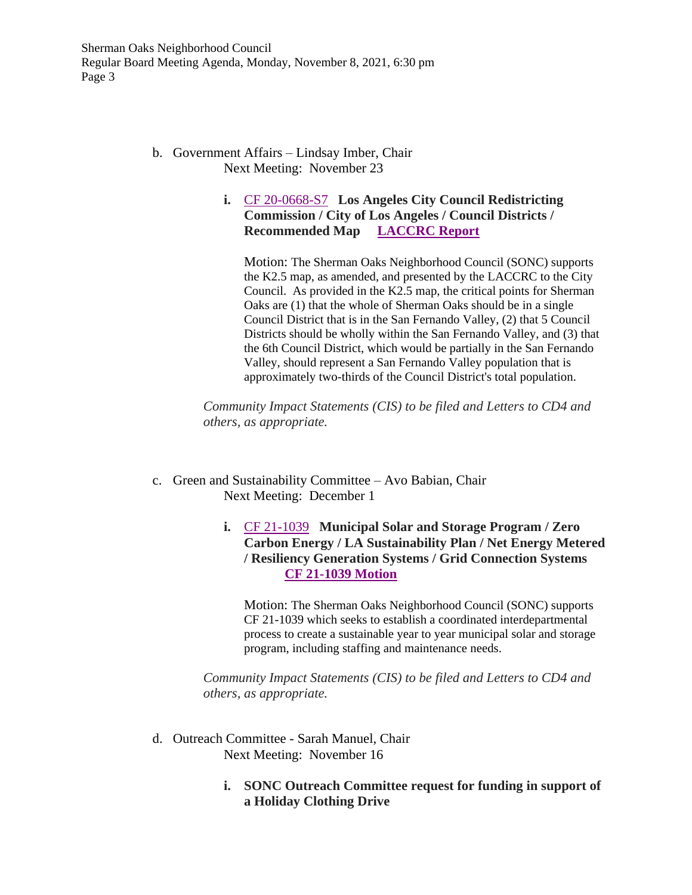b. Government Affairs – Lindsay Imber, Chair
Next Meeting: November 23

**i.** CF 20-0668-S7 **Los Angeles City Council Redistricting Commission / City of Los Angeles / Council Districts / Recommended Map** **LACCRC Report**

Motion: The Sherman Oaks Neighborhood Council (SONC) supports the K2.5 map, as amended, and presented by the LACCRC to the City Council. As provided in the K2.5 map, the critical points for Sherman Oaks are (1) that the whole of Sherman Oaks should be in a single Council District that is in the San Fernando Valley, (2) that 5 Council Districts should be wholly within the San Fernando Valley, and (3) that the 6th Council District, which would be partially in the San Fernando Valley, should represent a San Fernando Valley population that is approximately two-thirds of the Council District's total population.

*Community Impact Statements (CIS) to be filed and Letters to CD4 and others, as appropriate.*

c. Green and Sustainability Committee – Avo Babian, Chair
Next Meeting: December 1

**i.** CF 21-1039 **Municipal Solar and Storage Program / Zero Carbon Energy / LA Sustainability Plan / Net Energy Metered / Resiliency Generation Systems / Grid Connection Systems** **CF 21-1039 Motion**

Motion: The Sherman Oaks Neighborhood Council (SONC) supports CF 21-1039 which seeks to establish a coordinated interdepartmental process to create a sustainable year to year municipal solar and storage program, including staffing and maintenance needs.

*Community Impact Statements (CIS) to be filed and Letters to CD4 and others, as appropriate.*

d. Outreach Committee - Sarah Manuel, Chair
Next Meeting: November 16

**i. SONC Outreach Committee request for funding in support of a Holiday Clothing Drive**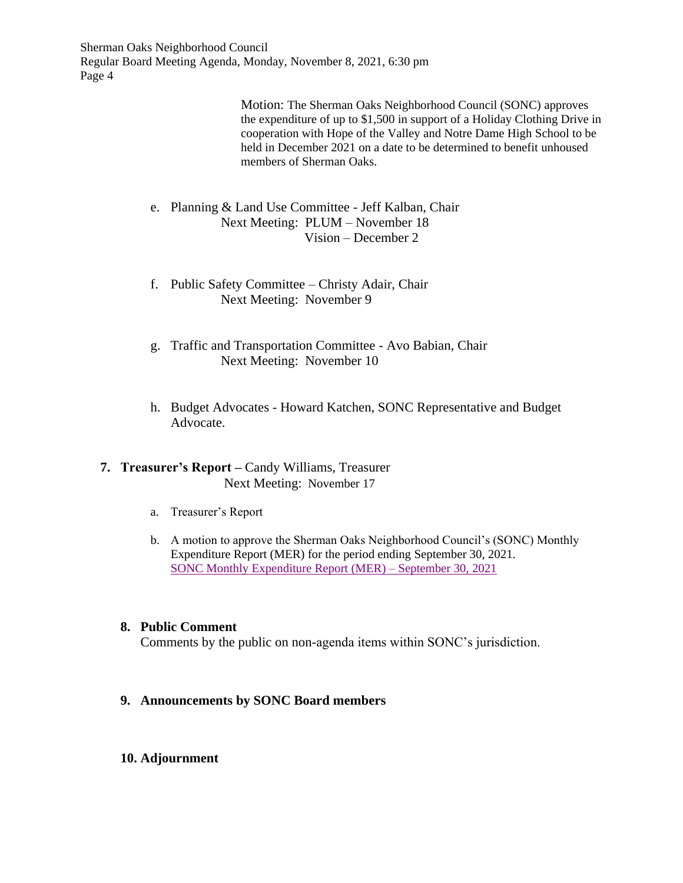Motion: The Sherman Oaks Neighborhood Council (SONC) approves the expenditure of up to $1,500 in support of a Holiday Clothing Drive in cooperation with Hope of the Valley and Notre Dame High School to be held in December 2021 on a date to be determined to benefit unhoused members of Sherman Oaks.

e. Planning & Land Use Committee - Jeff Kalban, Chair
   Next Meeting: PLUM – November 18
   Vision – December 2

f. Public Safety Committee – Christy Adair, Chair
   Next Meeting: November 9

g. Traffic and Transportation Committee - Avo Babian, Chair
   Next Meeting: November 10

h. Budget Advocates - Howard Katchen, SONC Representative and Budget Advocate.

**7. Treasurer's Report –** Candy Williams, Treasurer
   Next Meeting: November 17

a. Treasurer's Report

b. A motion to approve the Sherman Oaks Neighborhood Council's (SONC) Monthly Expenditure Report (MER) for the period ending September 30, 2021.
   SONC Monthly Expenditure Report (MER) – September 30, 2021

**8. Public Comment**

Comments by the public on non-agenda items within SONC's jurisdiction.

**9. Announcements by SONC Board members**

**10. Adjournment**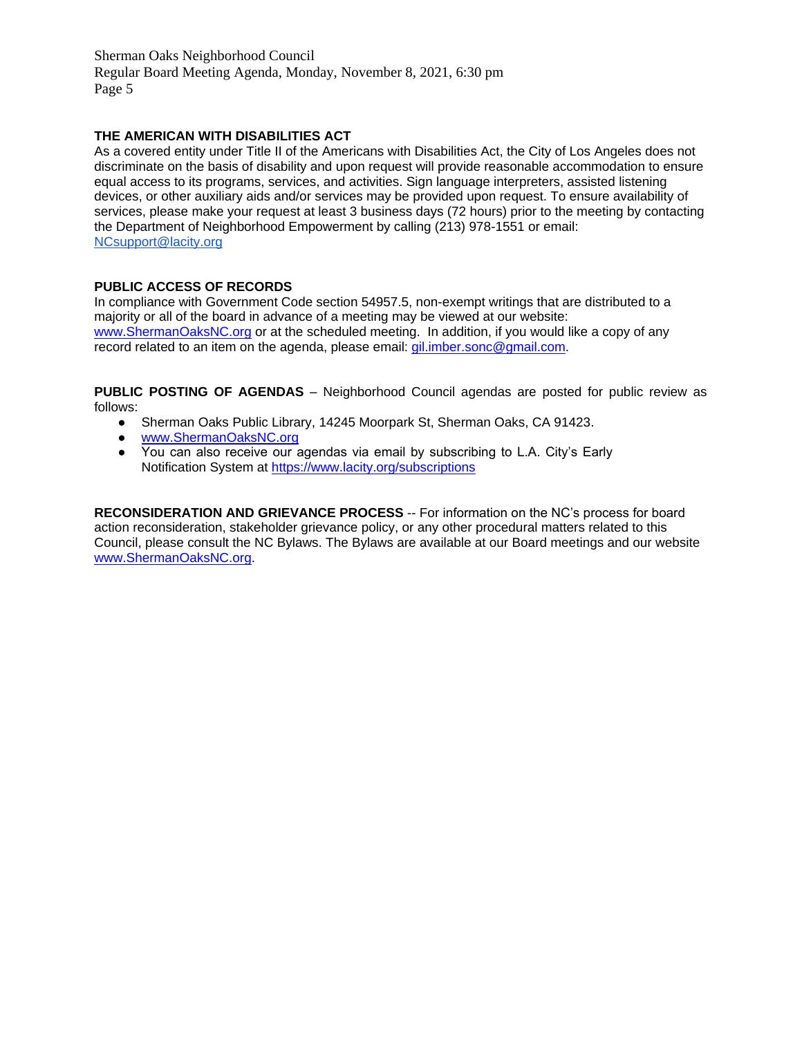**THE AMERICAN WITH DISABILITIES ACT**
As a covered entity under Title II of the Americans with Disabilities Act, the City of Los Angeles does not discriminate on the basis of disability and upon request will provide reasonable accommodation to ensure equal access to its programs, services, and activities. Sign language interpreters, assisted listening devices, or other auxiliary aids and/or services may be provided upon request. To ensure availability of services, please make your request at least 3 business days (72 hours) prior to the meeting by contacting the Department of Neighborhood Empowerment by calling (213) 978-1551 or email: NCsupport@lacity.org

**PUBLIC ACCESS OF RECORDS**
In compliance with Government Code section 54957.5, non-exempt writings that are distributed to a majority or all of the board in advance of a meeting may be viewed at our website: www.ShermanOaksNC.org or at the scheduled meeting. In addition, if you would like a copy of any record related to an item on the agenda, please email: gil.imber.sonc@gmail.com.

**PUBLIC POSTING OF AGENDAS** – Neighborhood Council agendas are posted for public review as follows:

- Sherman Oaks Public Library, 14245 Moorpark St, Sherman Oaks, CA 91423.
- www.ShermanOaksNC.org
- You can also receive our agendas via email by subscribing to L.A. City's Early Notification System at https://www.lacity.org/subscriptions

**RECONSIDERATION AND GRIEVANCE PROCESS** -- For information on the NC's process for board action reconsideration, stakeholder grievance policy, or any other procedural matters related to this Council, please consult the NC Bylaws. The Bylaws are available at our Board meetings and our website www.ShermanOaksNC.org.